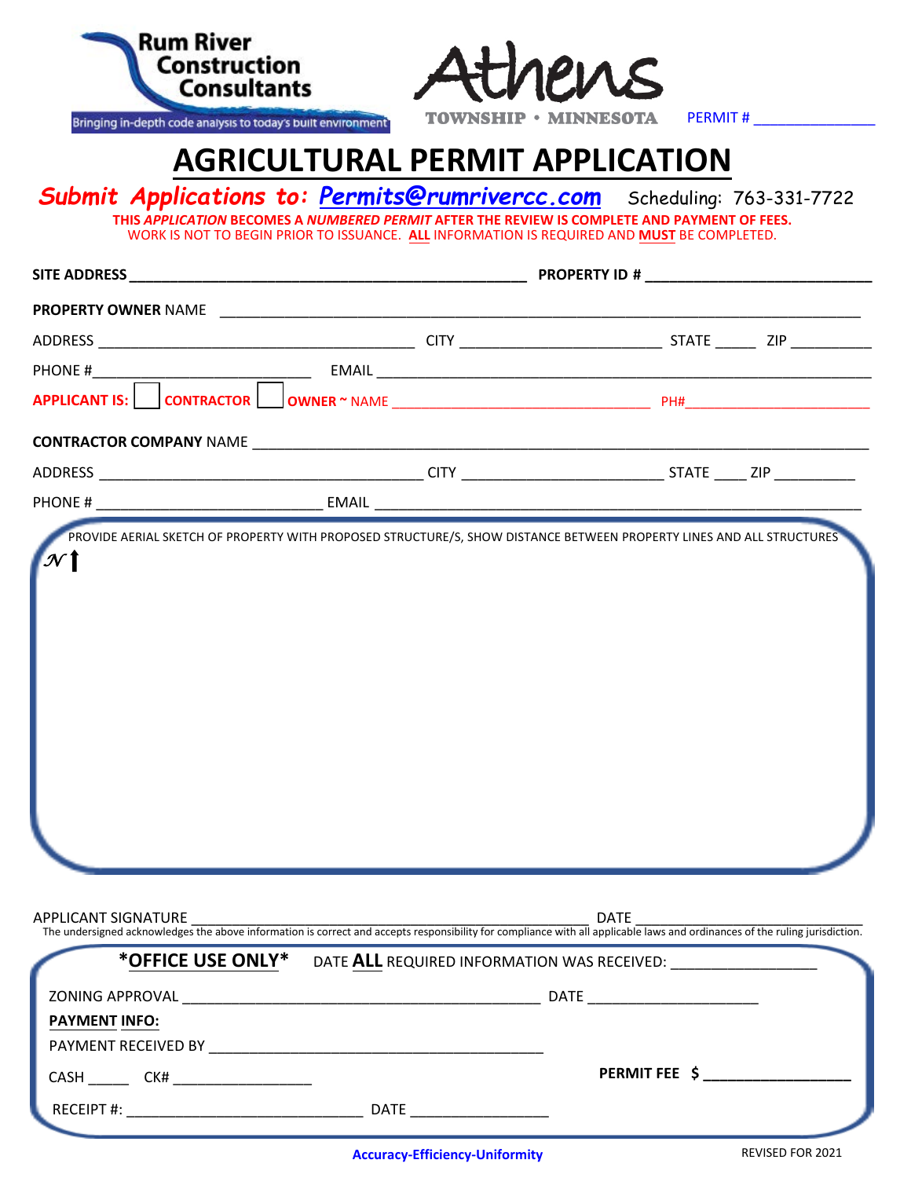Rum River Construction Consultants

Bringing in-depth code analysis to today's built environment

Athens TOWNSHIP • MINNESOTA

PERMIT # ______________

# AGRICULTURAL PERMIT APPLICATION

***Submit Applications to: Permits@rumrivercc.com*** Scheduling: 763-331-7722

**THIS *APPLICATION* BECOMES A *NUMBERED PERMIT* AFTER THE REVIEW IS COMPLETE AND PAYMENT OF FEES.**
WORK IS NOT TO BEGIN PRIOR TO ISSUANCE. **ALL** INFORMATION IS REQUIRED AND **MUST** BE COMPLETED.

**SITE ADDRESS** ____________________________________________ **PROPERTY ID #** ________________________

**PROPERTY OWNER** NAME ______________________________________________________________________

ADDRESS ____________________________________ CITY ______________________ STATE _____ ZIP _________

PHONE #________________________ EMAIL ____________________________________________________

**APPLICANT IS:** ☐ **CONTRACTOR** ☐ **OWNER ~** NAME ______________________________ PH#______________________

**CONTRACTOR COMPANY** NAME ___________________________________________________________________

ADDRESS ____________________________________ CITY ______________________ STATE ____ ZIP _________

PHONE # _________________________ EMAIL __________________________________________________

PROVIDE AERIAL SKETCH OF PROPERTY WITH PROPOSED STRUCTURE/S, SHOW DISTANCE BETWEEN PROPERTY LINES AND ALL STRUCTURES

N ↑

APPLICANT SIGNATURE ____________________________________________ DATE _________________________

The undersigned acknowledges the above information is correct and accepts responsibility for compliance with all applicable laws and ordinances of the ruling jurisdiction.

**\*OFFICE USE ONLY\*** DATE **ALL** REQUIRED INFORMATION WAS RECEIVED: _________________

ZONING APPROVAL ________________________________________ DATE ____________________

**PAYMENT INFO:**

PAYMENT RECEIVED BY ______________________________________

CASH _____ CK# ________________ **PERMIT FEE $** _________________

RECEIPT #: ___________________________ DATE ________________

**Accuracy-Efficiency-Uniformity**

REVISED FOR 2021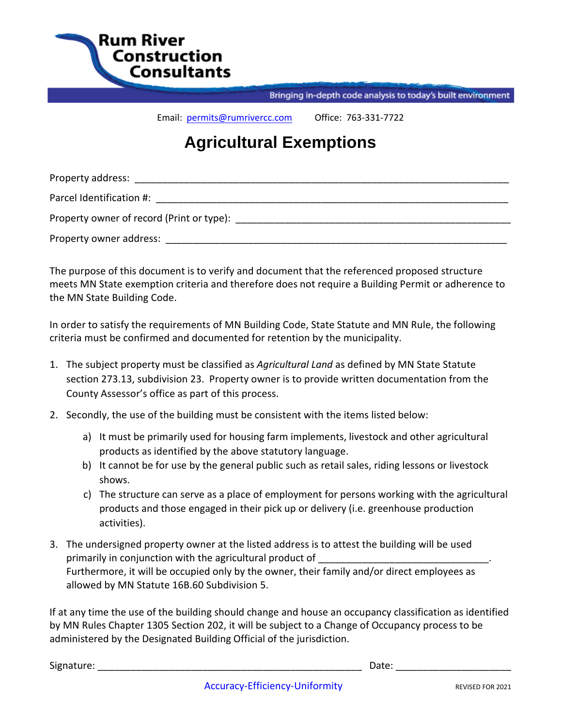Rum River Construction Consultants

Bringing in-depth code analysis to today's built environment

Email: permits@rumrivercc.com Office: 763-331-7722

# Agricultural Exemptions

Property address: ___________________________________________________________________

Parcel Identification #: _______________________________________________________________

Property owner of record (Print or type): _______________________________________________

Property owner address: _______________________________________________________________

The purpose of this document is to verify and document that the referenced proposed structure meets MN State exemption criteria and therefore does not require a Building Permit or adherence to the MN State Building Code.

In order to satisfy the requirements of MN Building Code, State Statute and MN Rule, the following criteria must be confirmed and documented for retention by the municipality.

1. The subject property must be classified as *Agricultural Land* as defined by MN State Statute section 273.13, subdivision 23. Property owner is to provide written documentation from the County Assessor's office as part of this process.
2. Secondly, the use of the building must be consistent with the items listed below:
   a) It must be primarily used for housing farm implements, livestock and other agricultural products as identified by the above statutory language.
   b) It cannot be for use by the general public such as retail sales, riding lessons or livestock shows.
   c) The structure can serve as a place of employment for persons working with the agricultural products and those engaged in their pick up or delivery (i.e. greenhouse production activities).
3. The undersigned property owner at the listed address is to attest the building will be used primarily in conjunction with the agricultural product of ______________________________. Furthermore, it will be occupied only by the owner, their family and/or direct employees as allowed by MN Statute 16B.60 Subdivision 5.

If at any time the use of the building should change and house an occupancy classification as identified by MN Rules Chapter 1305 Section 202, it will be subject to a Change of Occupancy process to be administered by the Designated Building Official of the jurisdiction.

Signature: ________________________________________________ Date: _____________________

Accuracy-Efficiency-Uniformity

REVISED FOR 2021